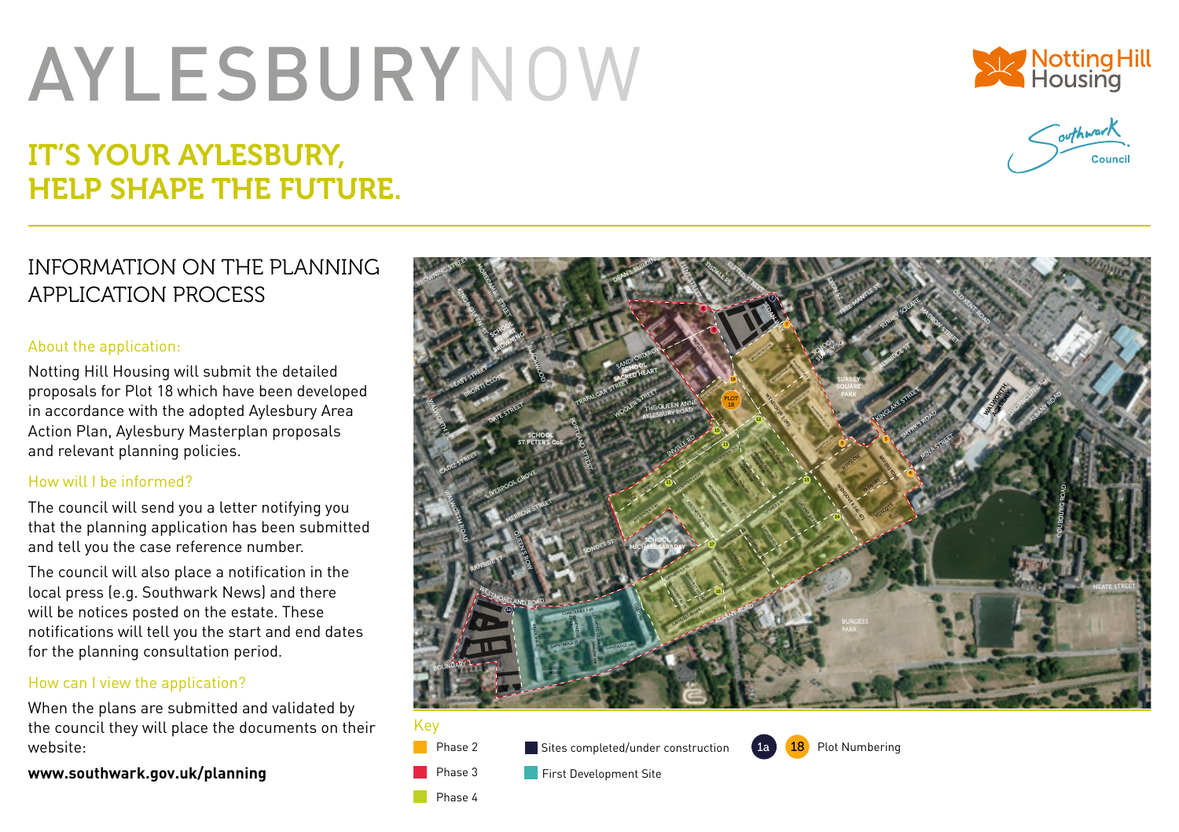# AYLESBURYNOW

## IT'S YOUR AYLESBURY, HELP SHAPE THE FUTURE.

## INFORMATION ON THE PLANNING APPLICATION PROCESS

### About the application:

Notting Hill Housing will submit the detailed proposals for Plot 18 which have been developed in accordance with the adopted Aylesbury Area Action Plan, Aylesbury Masterplan proposals and relevant planning policies.

### How will I be informed?

The council will send you a letter notifying you that the planning application has been submitted and tell you the case reference number.

The council will also place a notification in the local press (e.g. Southwark News) and there will be notices posted on the estate. These notifications will tell you the start and end dates for the planning consultation period.

### How can I view the application?

When the plans are submitted and validated by the council they will place the documents on their website:

**www.southwark.gov.uk/planning**

Key

- Phase 2
- Phase 3
- Phase 4
- Sites completed/under construction
- First Development Site
- 1a 18 Plot Numbering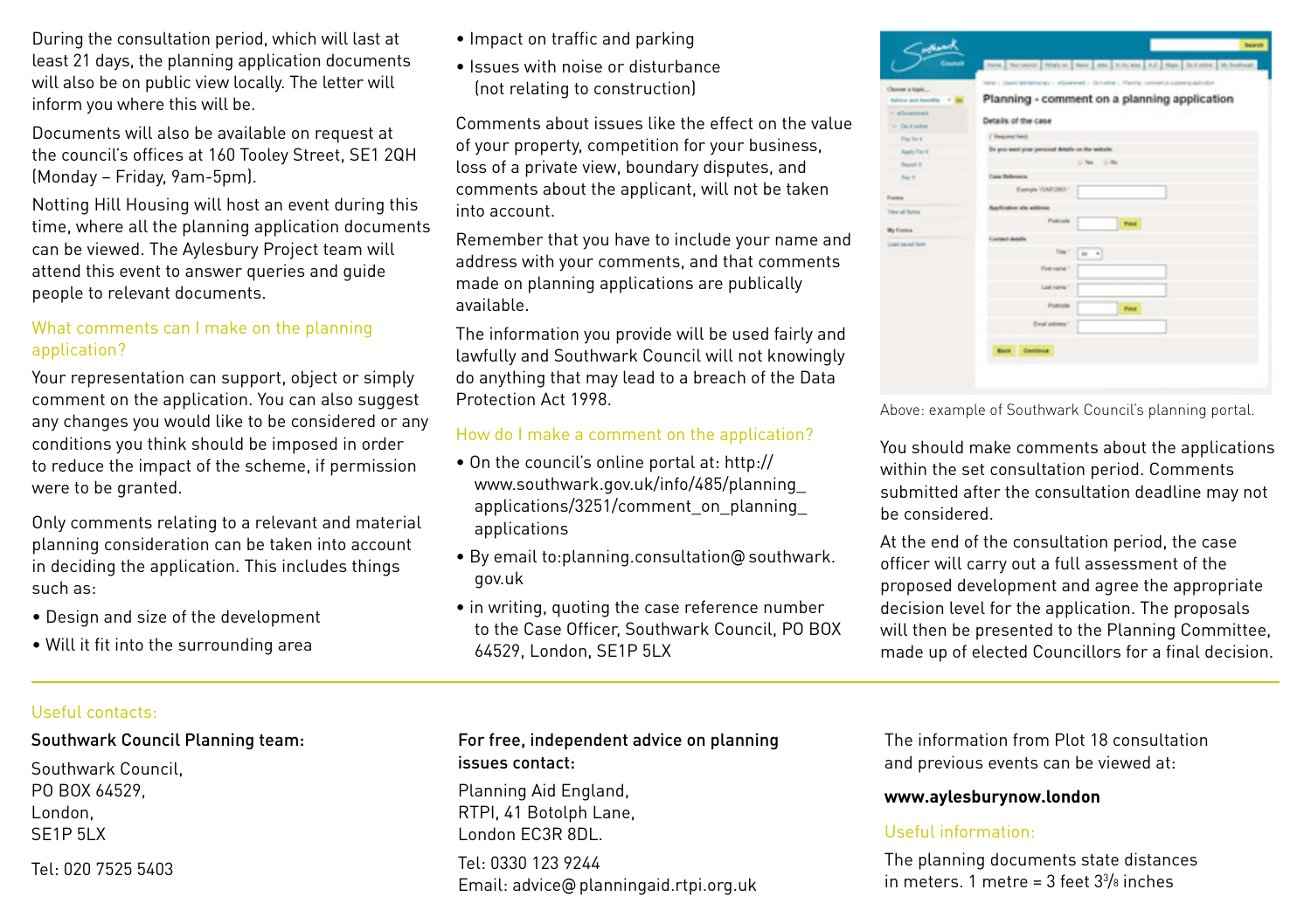During the consultation period, which will last at least 21 days, the planning application documents will also be on public view locally. The letter will inform you where this will be.

Documents will also be available on request at the council's offices at 160 Tooley Street, SE1 2QH (Monday – Friday, 9am-5pm).

Notting Hill Housing will host an event during this time, where all the planning application documents can be viewed. The Aylesbury Project team will attend this event to answer queries and guide people to relevant documents.

### What comments can I make on the planning application?

Your representation can support, object or simply comment on the application. You can also suggest any changes you would like to be considered or any conditions you think should be imposed in order to reduce the impact of the scheme, if permission were to be granted.

Only comments relating to a relevant and material planning consideration can be taken into account in deciding the application. This includes things such as:

- Design and size of the development
- Will it fit into the surrounding area
- Impact on traffic and parking
- Issues with noise or disturbance (not relating to construction)

Comments about issues like the effect on the value of your property, competition for your business, loss of a private view, boundary disputes, and comments about the applicant, will not be taken into account.

Remember that you have to include your name and address with your comments, and that comments made on planning applications are publically available.

The information you provide will be used fairly and lawfully and Southwark Council will not knowingly do anything that may lead to a breach of the Data Protection Act 1998.

### How do I make a comment on the application?

- On the council's online portal at: http://www.southwark.gov.uk/info/485/planning_applications/3251/comment_on_planning_applications
- By email to:planning.consultation@ southwark.gov.uk
- in writing, quoting the case reference number to the Case Officer, Southwark Council, PO BOX 64529, London, SE1P 5LX

Above: example of Southwark Council's planning portal.

You should make comments about the applications within the set consultation period. Comments submitted after the consultation deadline may not be considered.

At the end of the consultation period, the case officer will carry out a full assessment of the proposed development and agree the appropriate decision level for the application. The proposals will then be presented to the Planning Committee, made up of elected Councillors for a final decision.

---

### Useful contacts:

**Southwark Council Planning team:**

Southwark Council,
PO BOX 64529,
London,
SE1P 5LX

Tel: 020 7525 5403

**For free, independent advice on planning issues contact:**

Planning Aid England,
RTPI, 41 Botolph Lane,
London EC3R 8DL.

Tel: 0330 123 9244
Email: advice@ planningaid.rtpi.org.uk

The information from Plot 18 consultation and previous events can be viewed at:

**www.aylesburynow.london**

### Useful information:

The planning documents state distances in meters. 1 metre = 3 feet 3⅜ inches